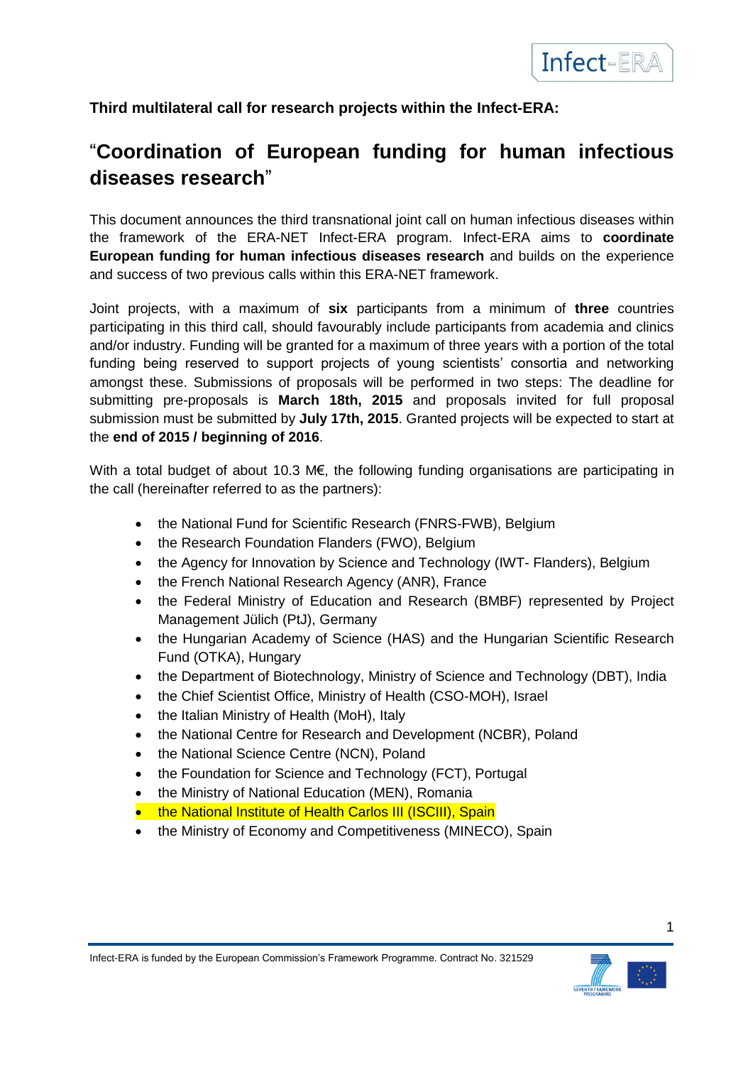**Third multilateral call for research projects within the Infect-ERA:**

# "Coordination of European funding for human infectious diseases research"

This document announces the third transnational joint call on human infectious diseases within the framework of the ERA-NET Infect-ERA program. Infect-ERA aims to **coordinate European funding for human infectious diseases research** and builds on the experience and success of two previous calls within this ERA-NET framework.

Joint projects, with a maximum of **six** participants from a minimum of **three** countries participating in this third call, should favourably include participants from academia and clinics and/or industry. Funding will be granted for a maximum of three years with a portion of the total funding being reserved to support projects of young scientists' consortia and networking amongst these. Submissions of proposals will be performed in two steps: The deadline for submitting pre-proposals is **March 18th, 2015** and proposals invited for full proposal submission must be submitted by **July 17th, 2015**. Granted projects will be expected to start at the **end of 2015 / beginning of 2016**.

With a total budget of about 10.3 M€, the following funding organisations are participating in the call (hereinafter referred to as the partners):

- the National Fund for Scientific Research (FNRS-FWB), Belgium
- the Research Foundation Flanders (FWO), Belgium
- the Agency for Innovation by Science and Technology (IWT- Flanders), Belgium
- the French National Research Agency (ANR), France
- the Federal Ministry of Education and Research (BMBF) represented by Project Management Jülich (PtJ), Germany
- the Hungarian Academy of Science (HAS) and the Hungarian Scientific Research Fund (OTKA), Hungary
- the Department of Biotechnology, Ministry of Science and Technology (DBT), India
- the Chief Scientist Office, Ministry of Health (CSO-MOH), Israel
- the Italian Ministry of Health (MoH), Italy
- the National Centre for Research and Development (NCBR), Poland
- the National Science Centre (NCN), Poland
- the Foundation for Science and Technology (FCT), Portugal
- the Ministry of National Education (MEN), Romania
- the National Institute of Health Carlos III (ISCIII), Spain
- the Ministry of Economy and Competitiveness (MINECO), Spain

Infect-ERA is funded by the European Commission's Framework Programme. Contract No. 321529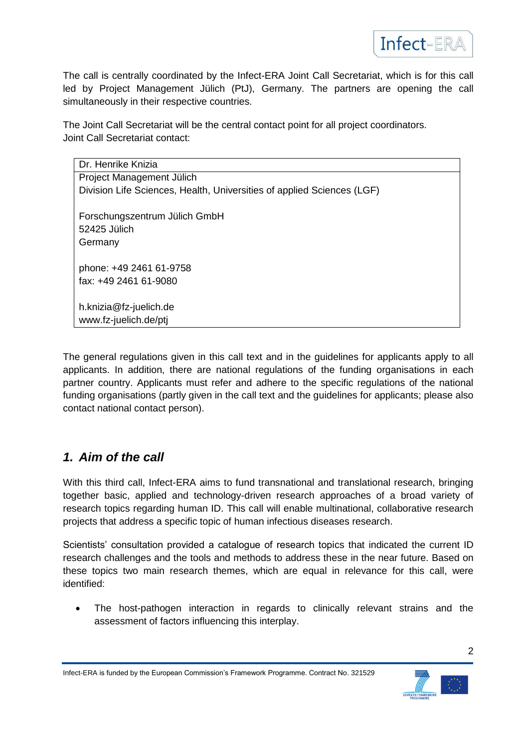The call is centrally coordinated by the Infect-ERA Joint Call Secretariat, which is for this call led by Project Management Jülich (PtJ), Germany. The partners are opening the call simultaneously in their respective countries.

The Joint Call Secretariat will be the central contact point for all project coordinators.
Joint Call Secretariat contact:

| Dr. Henrike Knizia |
|---|
| Project Management Jülich<br>Division Life Sciences, Health, Universities of applied Sciences (LGF)<br><br>Forschungszentrum Jülich GmbH<br>52425 Jülich<br>Germany<br><br>phone: +49 2461 61-9758<br>fax: +49 2461 61-9080<br><br>h.knizia@fz-juelich.de<br>www.fz-juelich.de/ptj |

The general regulations given in this call text and in the guidelines for applicants apply to all applicants. In addition, there are national regulations of the funding organisations in each partner country. Applicants must refer and adhere to the specific regulations of the national funding organisations (partly given in the call text and the guidelines for applicants; please also contact national contact person).

## *1. Aim of the call*

With this third call, Infect-ERA aims to fund transnational and translational research, bringing together basic, applied and technology-driven research approaches of a broad variety of research topics regarding human ID. This call will enable multinational, collaborative research projects that address a specific topic of human infectious diseases research.

Scientists' consultation provided a catalogue of research topics that indicated the current ID research challenges and the tools and methods to address these in the near future. Based on these topics two main research themes, which are equal in relevance for this call, were identified:

- The host-pathogen interaction in regards to clinically relevant strains and the assessment of factors influencing this interplay.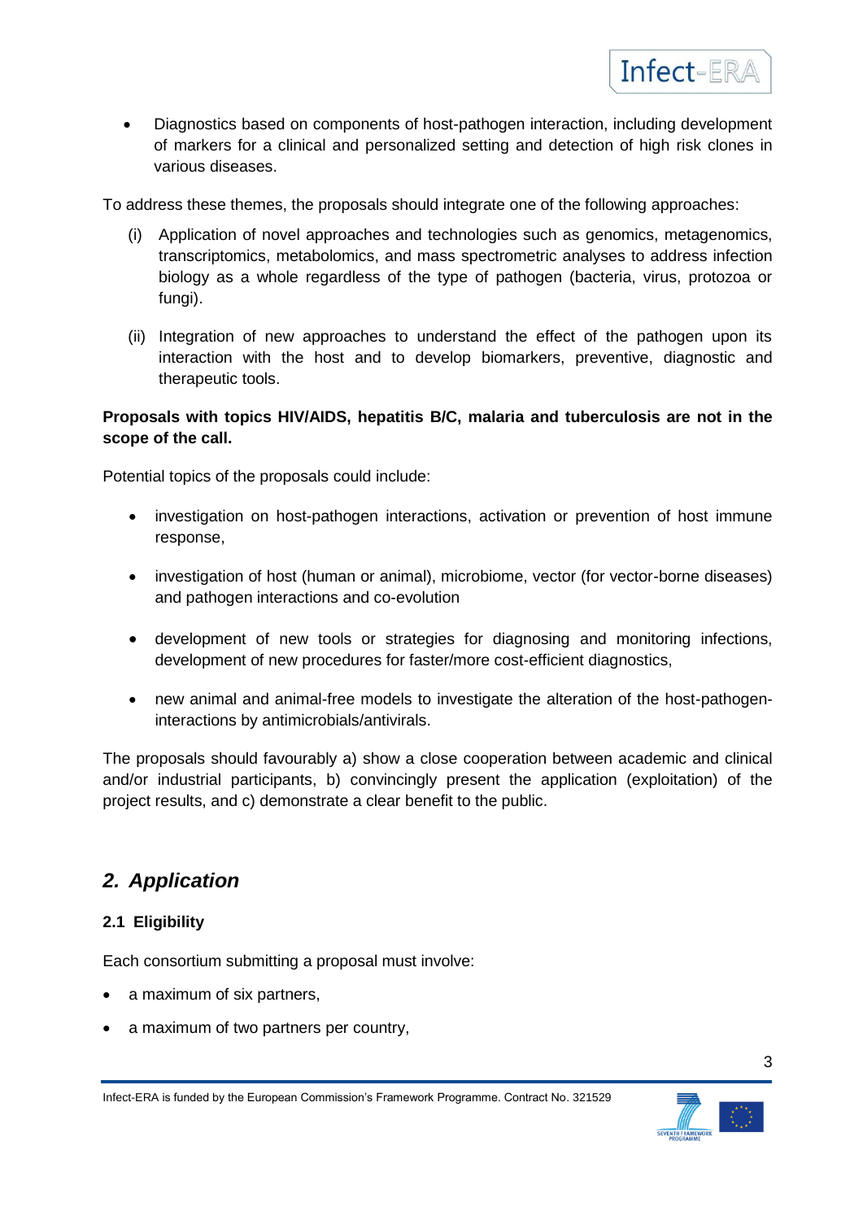- Diagnostics based on components of host-pathogen interaction, including development of markers for a clinical and personalized setting and detection of high risk clones in various diseases.

To address these themes, the proposals should integrate one of the following approaches:

(i) Application of novel approaches and technologies such as genomics, metagenomics, transcriptomics, metabolomics, and mass spectrometric analyses to address infection biology as a whole regardless of the type of pathogen (bacteria, virus, protozoa or fungi).

(ii) Integration of new approaches to understand the effect of the pathogen upon its interaction with the host and to develop biomarkers, preventive, diagnostic and therapeutic tools.

**Proposals with topics HIV/AIDS, hepatitis B/C, malaria and tuberculosis are not in the scope of the call.**

Potential topics of the proposals could include:

- investigation on host-pathogen interactions, activation or prevention of host immune response,
- investigation of host (human or animal), microbiome, vector (for vector-borne diseases) and pathogen interactions and co-evolution
- development of new tools or strategies for diagnosing and monitoring infections, development of new procedures for faster/more cost-efficient diagnostics,
- new animal and animal-free models to investigate the alteration of the host-pathogen-interactions by antimicrobials/antivirals.

The proposals should favourably a) show a close cooperation between academic and clinical and/or industrial participants, b) convincingly present the application (exploitation) of the project results, and c) demonstrate a clear benefit to the public.

## *2. Application*

### 2.1 Eligibility

Each consortium submitting a proposal must involve:

- a maximum of six partners,
- a maximum of two partners per country,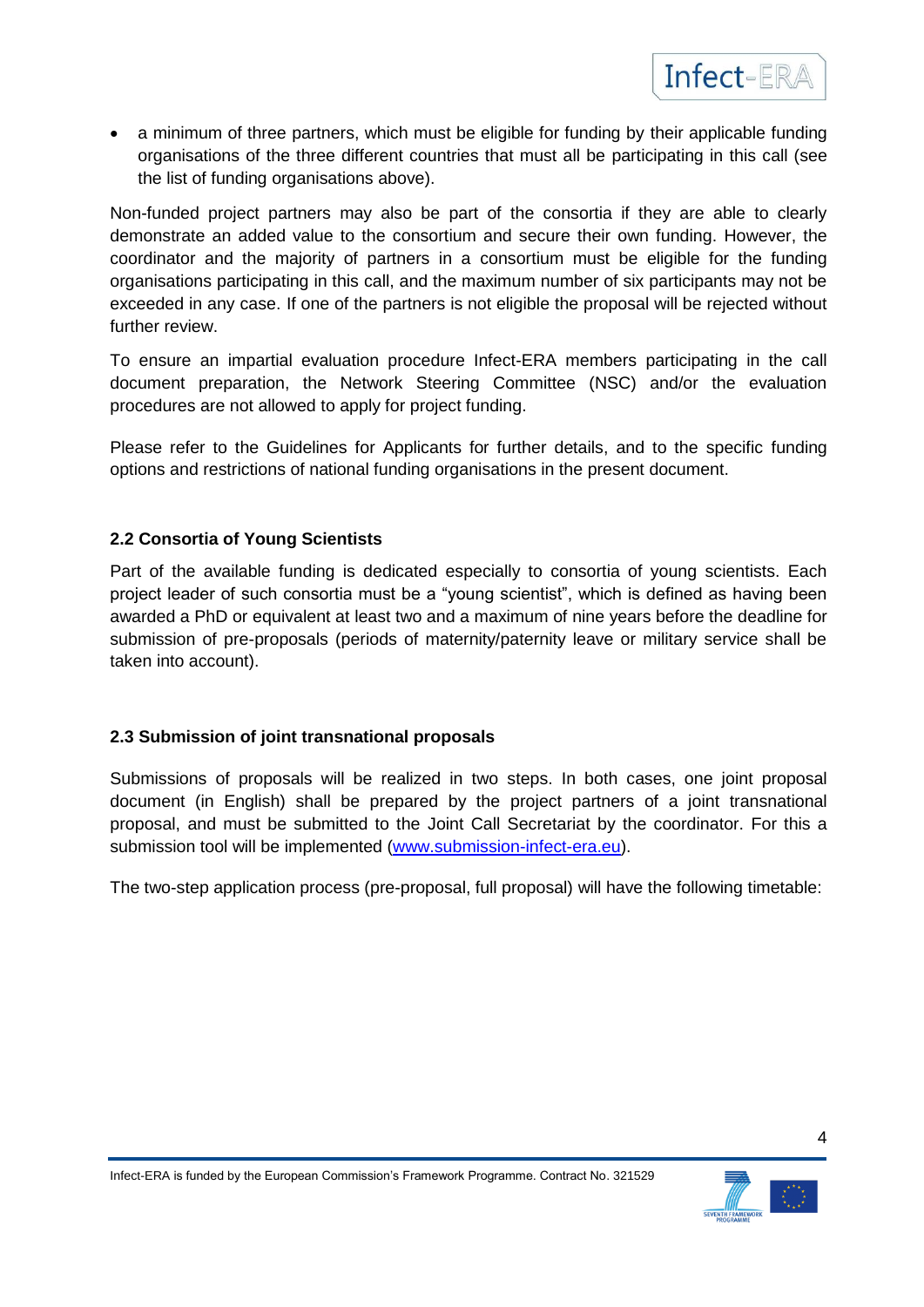- a minimum of three partners, which must be eligible for funding by their applicable funding organisations of the three different countries that must all be participating in this call (see the list of funding organisations above).

Non-funded project partners may also be part of the consortia if they are able to clearly demonstrate an added value to the consortium and secure their own funding. However, the coordinator and the majority of partners in a consortium must be eligible for the funding organisations participating in this call, and the maximum number of six participants may not be exceeded in any case. If one of the partners is not eligible the proposal will be rejected without further review.

To ensure an impartial evaluation procedure Infect-ERA members participating in the call document preparation, the Network Steering Committee (NSC) and/or the evaluation procedures are not allowed to apply for project funding.

Please refer to the Guidelines for Applicants for further details, and to the specific funding options and restrictions of national funding organisations in the present document.

### 2.2 Consortia of Young Scientists

Part of the available funding is dedicated especially to consortia of young scientists. Each project leader of such consortia must be a "young scientist", which is defined as having been awarded a PhD or equivalent at least two and a maximum of nine years before the deadline for submission of pre-proposals (periods of maternity/paternity leave or military service shall be taken into account).

### 2.3 Submission of joint transnational proposals

Submissions of proposals will be realized in two steps. In both cases, one joint proposal document (in English) shall be prepared by the project partners of a joint transnational proposal, and must be submitted to the Joint Call Secretariat by the coordinator. For this a submission tool will be implemented (www.submission-infect-era.eu).

The two-step application process (pre-proposal, full proposal) will have the following timetable: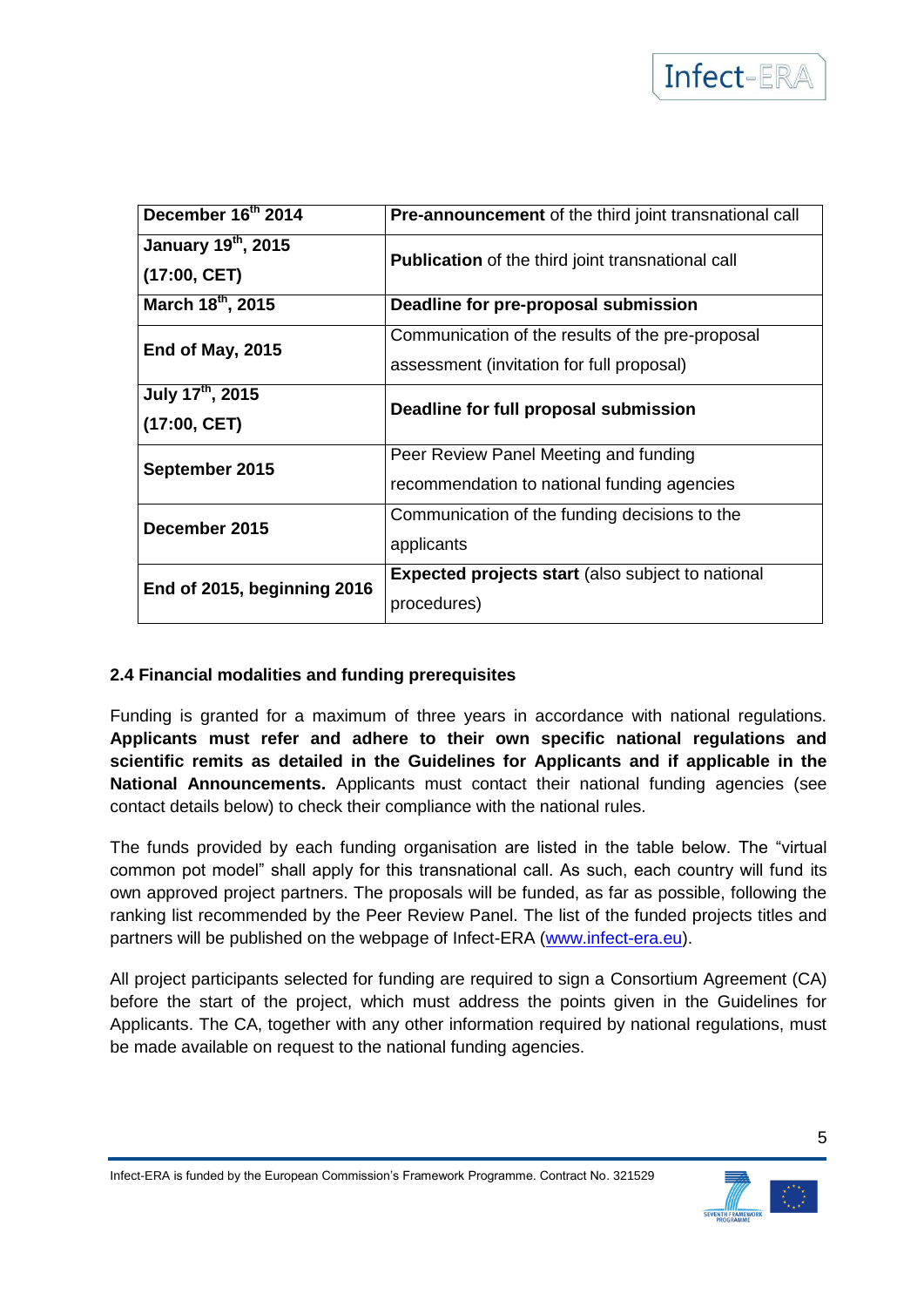| December 16th 2014 | **Pre-announcement** of the third joint transnational call |
|---|---|
| **January 19th, 2015 (17:00, CET)** | **Publication** of the third joint transnational call |
| **March 18th, 2015** | **Deadline for pre-proposal submission** |
| **End of May, 2015** | Communication of the results of the pre-proposal assessment (invitation for full proposal) |
| **July 17th, 2015 (17:00, CET)** | **Deadline for full proposal submission** |
| **September 2015** | Peer Review Panel Meeting and funding recommendation to national funding agencies |
| **December 2015** | Communication of the funding decisions to the applicants |
| **End of 2015, beginning 2016** | **Expected projects start** (also subject to national procedures) |

### 2.4 Financial modalities and funding prerequisites

Funding is granted for a maximum of three years in accordance with national regulations. **Applicants must refer and adhere to their own specific national regulations and scientific remits as detailed in the Guidelines for Applicants and if applicable in the National Announcements.** Applicants must contact their national funding agencies (see contact details below) to check their compliance with the national rules.

The funds provided by each funding organisation are listed in the table below. The "virtual common pot model" shall apply for this transnational call. As such, each country will fund its own approved project partners. The proposals will be funded, as far as possible, following the ranking list recommended by the Peer Review Panel. The list of the funded projects titles and partners will be published on the webpage of Infect-ERA (www.infect-era.eu).

All project participants selected for funding are required to sign a Consortium Agreement (CA) before the start of the project, which must address the points given in the Guidelines for Applicants. The CA, together with any other information required by national regulations, must be made available on request to the national funding agencies.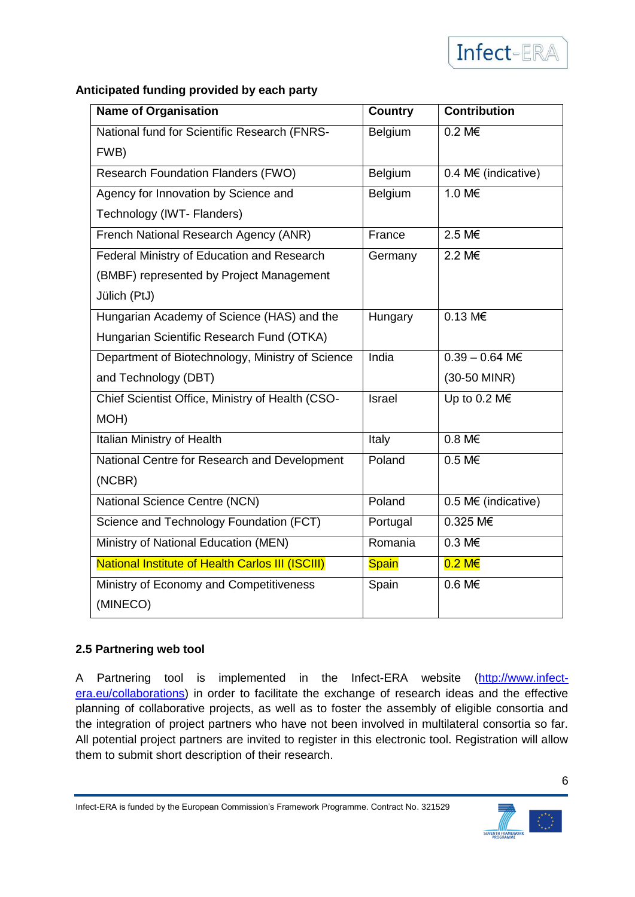**Anticipated funding provided by each party**

| Name of Organisation | Country | Contribution |
|---|---|---|
| National fund for Scientific Research (FNRS-FWB) | Belgium | 0.2 M€ |
| Research Foundation Flanders (FWO) | Belgium | 0.4 M€ (indicative) |
| Agency for Innovation by Science and Technology (IWT- Flanders) | Belgium | 1.0 M€ |
| French National Research Agency (ANR) | France | 2.5 M€ |
| Federal Ministry of Education and Research (BMBF) represented by Project Management Jülich (PtJ) | Germany | 2.2 M€ |
| Hungarian Academy of Science (HAS) and the Hungarian Scientific Research Fund (OTKA) | Hungary | 0.13 M€ |
| Department of Biotechnology, Ministry of Science and Technology (DBT) | India | 0.39 – 0.64 M€ (30-50 MINR) |
| Chief Scientist Office, Ministry of Health (CSO-MOH) | Israel | Up to 0.2 M€ |
| Italian Ministry of Health | Italy | 0.8 M€ |
| National Centre for Research and Development (NCBR) | Poland | 0.5 M€ |
| National Science Centre (NCN) | Poland | 0.5 M€ (indicative) |
| Science and Technology Foundation (FCT) | Portugal | 0.325 M€ |
| Ministry of National Education (MEN) | Romania | 0.3 M€ |
| National Institute of Health Carlos III (ISCIII) | Spain | 0.2 M€ |
| Ministry of Economy and Competitiveness (MINECO) | Spain | 0.6 M€ |

### 2.5 Partnering web tool

A Partnering tool is implemented in the Infect-ERA website (http://www.infect-era.eu/collaborations) in order to facilitate the exchange of research ideas and the effective planning of collaborative projects, as well as to foster the assembly of eligible consortia and the integration of project partners who have not been involved in multilateral consortia so far. All potential project partners are invited to register in this electronic tool. Registration will allow them to submit short description of their research.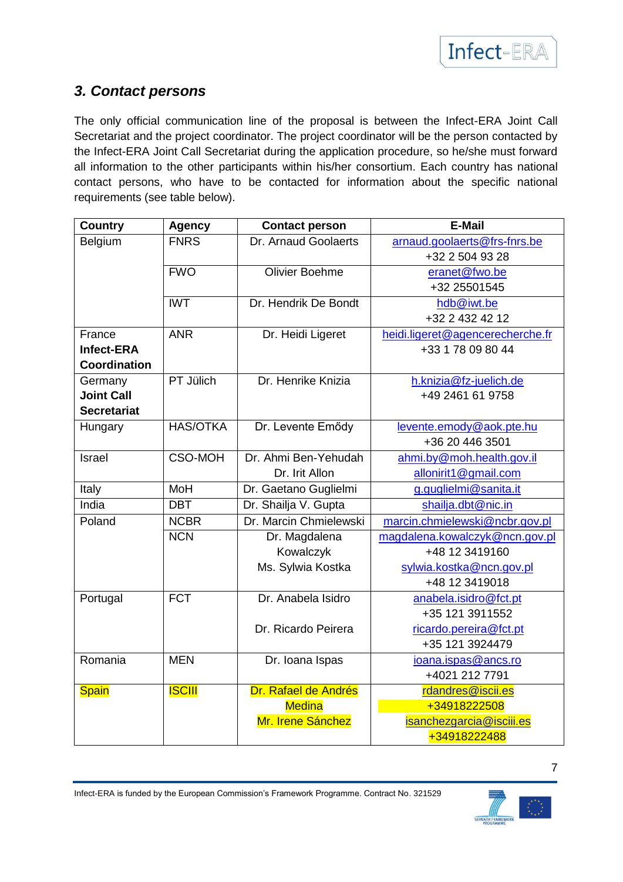### *3. Contact persons*

The only official communication line of the proposal is between the Infect-ERA Joint Call Secretariat and the project coordinator. The project coordinator will be the person contacted by the Infect-ERA Joint Call Secretariat during the application procedure, so he/she must forward all information to the other participants within his/her consortium. Each country has national contact persons, who have to be contacted for information about the specific national requirements (see table below).

| Country | Agency | Contact person | E-Mail |
|---|---|---|---|
| Belgium | FNRS | Dr. Arnaud Goolaerts | arnaud.goolaerts@frs-fnrs.be<br>+32 2 504 93 28 |
| | FWO | Olivier Boehme | eranet@fwo.be<br>+32 25501545 |
| | IWT | Dr. Hendrik De Bondt | hdb@iwt.be<br>+32 2 432 42 12 |
| France<br>**Infect-ERA Coordination** | ANR | Dr. Heidi Ligeret | heidi.ligeret@agencerecherche.fr<br>+33 1 78 09 80 44 |
| Germany<br>**Joint Call Secretariat** | PT Jülich | Dr. Henrike Knizia | h.knizia@fz-juelich.de<br>+49 2461 61 9758 |
| Hungary | HAS/OTKA | Dr. Levente Emődy | levente.emody@aok.pte.hu<br>+36 20 446 3501 |
| Israel | CSO-MOH | Dr. Ahmi Ben-Yehudah<br>Dr. Irit Allon | ahmi.by@moh.health.gov.il<br>allonirit1@gmail.com |
| Italy | MoH | Dr. Gaetano Guglielmi | g.guglielmi@sanita.it |
| India | DBT | Dr. Shailja V. Gupta | shailja.dbt@nic.in |
| Poland | NCBR | Dr. Marcin Chmielewski | marcin.chmielewski@ncbr.gov.pl |
| | NCN | Dr. Magdalena Kowalczyk<br>Ms. Sylwia Kostka | magdalena.kowalczyk@ncn.gov.pl<br>+48 12 3419160<br>sylwia.kostka@ncn.gov.pl<br>+48 12 3419018 |
| Portugal | FCT | Dr. Anabela Isidro<br><br>Dr. Ricardo Peirera | anabela.isidro@fct.pt<br>+35 121 3911552<br>ricardo.pereira@fct.pt<br>+35 121 3924479 |
| Romania | MEN | Dr. Ioana Ispas | ioana.ispas@ancs.ro<br>+4021 212 7791 |
| Spain | ISCIII | Dr. Rafael de Andrés Medina<br>Mr. Irene Sánchez | rdandres@iscii.es<br>+34918222508<br>isanchezgarcia@isciii.es<br>+34918222488 |

Infect-ERA is funded by the European Commission's Framework Programme. Contract No. 321529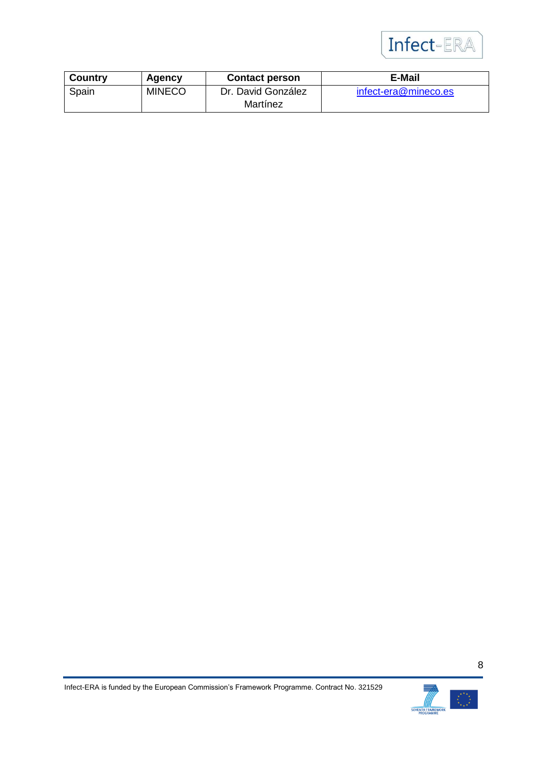| Country | Agency | Contact person | E-Mail |
|---|---|---|---|
| Spain | MINECO | Dr. David González Martínez | infect-era@mineco.es |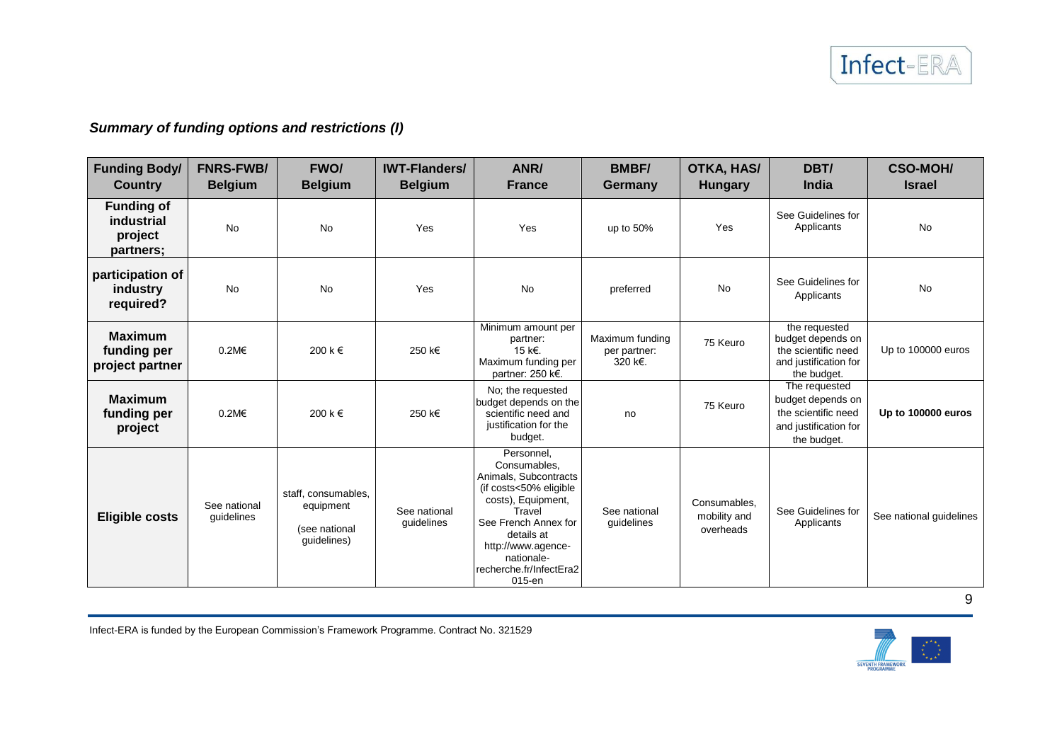### *Summary of funding options and restrictions (I)*

| Funding Body/ Country | FNRS-FWB/ Belgium | FWO/ Belgium | IWT-Flanders/ Belgium | ANR/ France | BMBF/ Germany | OTKA, HAS/ Hungary | DBT/ India | CSO-MOH/ Israel |
|---|---|---|---|---|---|---|---|---|
| **Funding of industrial project partners;** | No | No | Yes | Yes | up to 50% | Yes | See Guidelines for Applicants | No |
| **participation of industry required?** | No | No | Yes | No | preferred | No | See Guidelines for Applicants | No |
| **Maximum funding per project partner** | 0.2M€ | 200 k € | 250 k€ | Minimum amount per partner: 15 k€. Maximum funding per partner: 250 k€. | Maximum funding per partner: 320 k€. | 75 Keuro | the requested budget depends on the scientific need and justification for the budget. | Up to 100000 euros |
| **Maximum funding per project** | 0.2M€ | 200 k € | 250 k€ | No; the requested budget depends on the scientific need and justification for the budget. | no | 75 Keuro | The requested budget depends on the scientific need and justification for the budget. | **Up to 100000 euros** |
| **Eligible costs** | See national guidelines | staff, consumables, equipment (see national guidelines) | See national guidelines | Personnel, Consumables, Animals, Subcontracts (if costs<50% eligible costs), Equipment, Travel See French Annex for details at http://www.agence-nationale-recherche.fr/InfectEra2015-en | See national guidelines | Consumables, mobility and overheads | See Guidelines for Applicants | See national guidelines |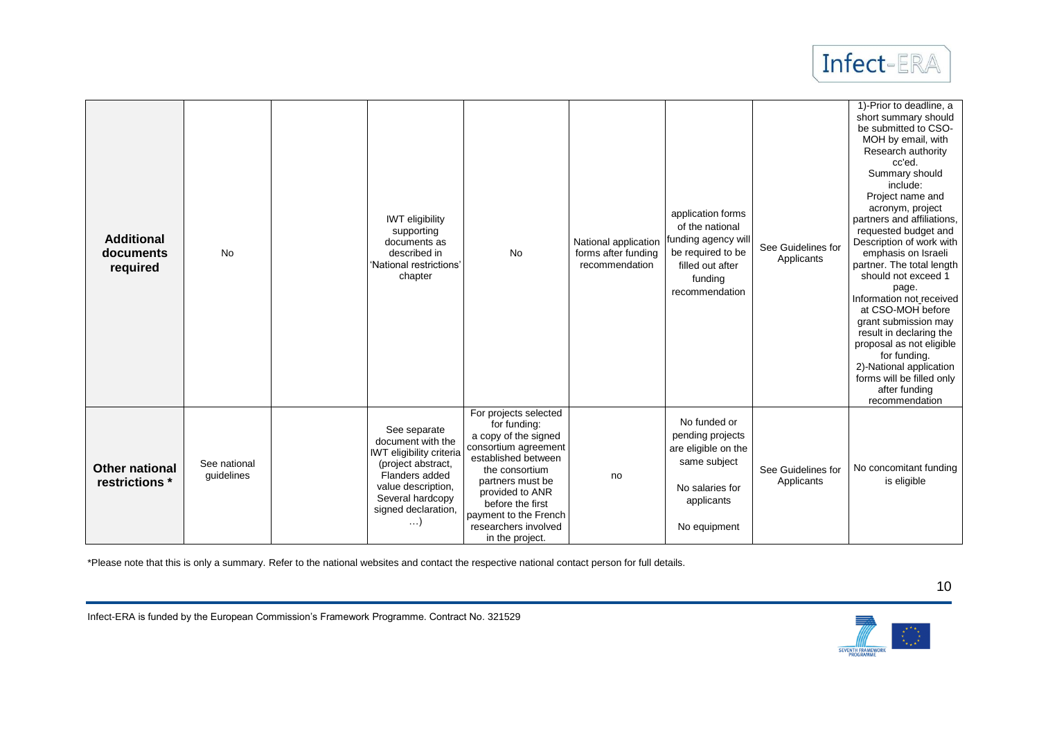| | | | | | | | | |
|---|---|---|---|---|---|---|---|---|
| **Additional documents required** | No | | IWT eligibility supporting documents as described in 'National restrictions' chapter | No | National application forms after funding recommendation | application forms of the national funding agency will be required to be filled out after funding recommendation | See Guidelines for Applicants | 1)-Prior to deadline, a short summary should be submitted to CSO-MOH by email, with Research authority cc'ed. Summary should include: Project name and acronym, project partners and affiliations, requested budget and Description of work with emphasis on Israeli partner. The total length should not exceed 1 page. Information not received at CSO-MOH before grant submission may result in declaring the proposal as not eligible for funding. 2)-National application forms will be filled only after funding recommendation |
| **Other national restrictions *** | See national guidelines | | See separate document with the IWT eligibility criteria (project abstract, Flanders added value description, Several hardcopy signed declaration, …) | For projects selected for funding: a copy of the signed consortium agreement established between the consortium partners must be provided to ANR before the first payment to the French researchers involved in the project. | no | No funded or pending projects are eligible on the same subject<br><br>No salaries for applicants<br><br>No equipment | See Guidelines for Applicants | No concomitant funding is eligible |

*Please note that this is only a summary. Refer to the national websites and contact the respective national contact person for full details.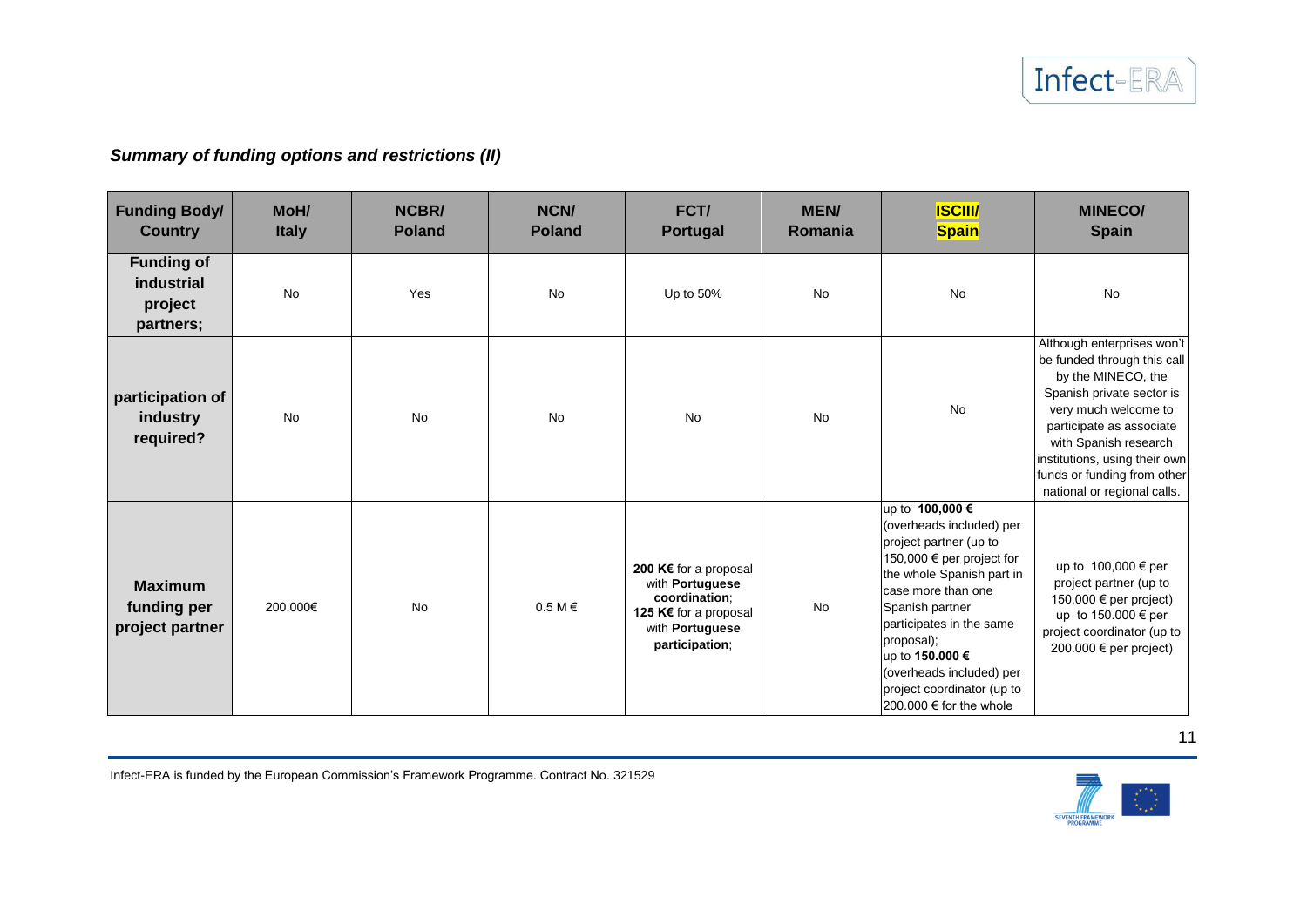### *Summary of funding options and restrictions (II)*

| Funding Body/ Country | MoH/ Italy | NCBR/ Poland | NCN/ Poland | FCT/ Portugal | MEN/ Romania | ISCIII/ Spain | MINECO/ Spain |
|---|---|---|---|---|---|---|---|
| **Funding of industrial project partners;** | No | Yes | No | Up to 50% | No | No | No |
| **participation of industry required?** | No | No | No | No | No | No | Although enterprises won't be funded through this call by the MINECO, the Spanish private sector is very much welcome to participate as associate with Spanish research institutions, using their own funds or funding from other national or regional calls. |
| **Maximum funding per project partner** | 200.000€ | No | 0.5 M € | **200 K€** for a proposal with **Portuguese coordination**; **125 K€** for a proposal with **Portuguese participation**; | No | up to **100,000 €** (overheads included) per project partner (up to 150,000 € per project for the whole Spanish part in case more than one Spanish partner participates in the same proposal); up to **150.000 €** (overheads included) per project coordinator (up to 200.000 € for the whole | up to 100,000 € per project partner (up to 150,000 € per project) up to 150.000 € per project coordinator (up to 200.000 € per project) |

Infect-ERA is funded by the European Commission's Framework Programme. Contract No. 321529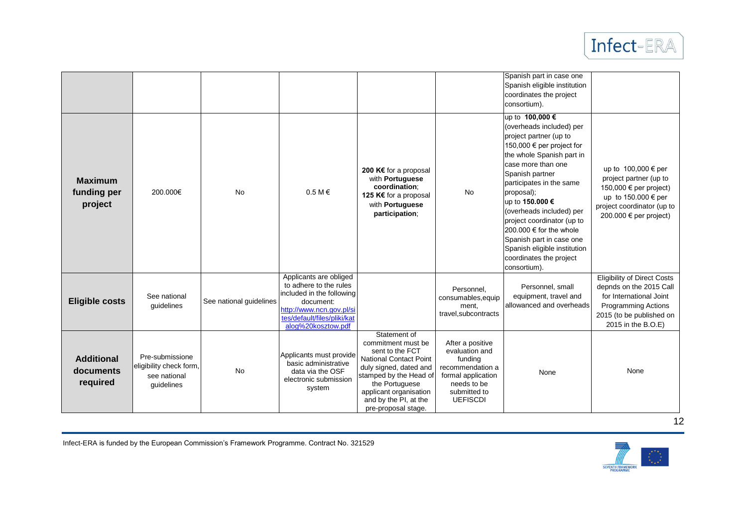| | | | | | | | |
|---|---|---|---|---|---|---|---|
| | | | | | | Spanish part in case one Spanish eligible institution coordinates the project consortium). | |
| **Maximum funding per project** | 200.000€ | No | 0.5 M € | **200 K€** for a proposal with **Portuguese coordination**; **125 K€** for a proposal with **Portuguese participation**; | No | up to **100,000 €** (overheads included) per project partner (up to 150,000 € per project for the whole Spanish part in case more than one Spanish partner participates in the same proposal); up to **150.000 €** (overheads included) per project coordinator (up to 200.000 € for the whole Spanish part in case one Spanish eligible institution coordinates the project consortium). | up to 100,000 € per project partner (up to 150,000 € per project) up to 150.000 € per project coordinator (up to 200.000 € per project) |
| **Eligible costs** | See national guidelines | See national guidelines | Applicants are obliged to adhere to the rules included in the following document: http://www.ncn.gov.pl/sites/default/files/pliki/katalog%20kosztow.pdf | | Personnel, consumables,equipment, travel,subcontracts | Personnel, small equipment, travel and allowanced and overheads | Eligibility of Direct Costs depnds on the 2015 Call for International Joint Programming Actions 2015 (to be published on 2015 in the B.O.E) |
| **Additional documents required** | Pre-submissione eligibility check form, see national guidelines | No | Applicants must provide basic administrative data via the OSF electronic submission system | Statement of commitment must be sent to the FCT National Contact Point duly signed, dated and stamped by the Head of the Portuguese applicant organisation and by the PI, at the pre-proposal stage. | After a positive evaluation and funding recommendation a formal application needs to be submitted to UEFISCDI | None | None |

Infect-ERA is funded by the European Commission's Framework Programme. Contract No. 321529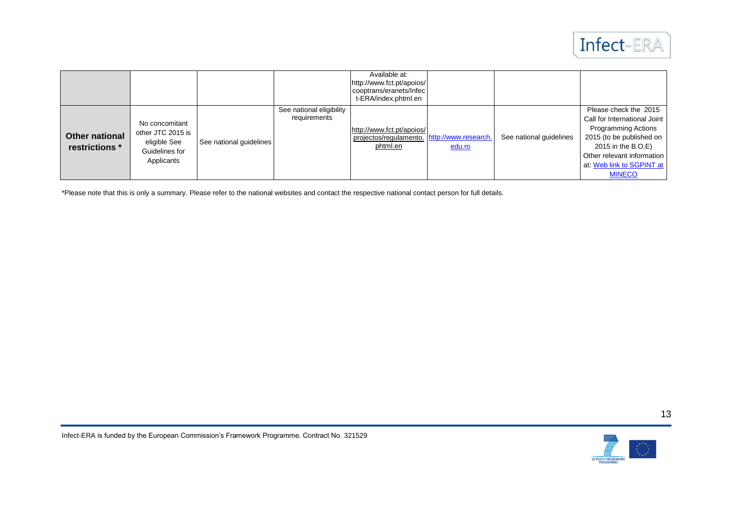| | | | | | | | |
|---|---|---|---|---|---|---|---|
| | | | | Available at: http://www.fct.pt/apoios/cooptrans/eranets/Infect-ERA/index.phtml.en | | | |
| **Other national restrictions \*** | No concomitant other JTC 2015 is eligible See Guidelines for Applicants | See national guidelines | See national eligibility requirements | http://www.fct.pt/apoios/projectos/regulamento.phtml.en | http://www.research.edu.ro | See national guidelines | Please check the 2015 Call for International Joint Programming Actions 2015 (to be published on 2015 in the B.O.E) Other relevant information at: Web link to SGPINT at MINECO |

\*Please note that this is only a summary. Please refer to the national websites and contact the respective national contact person for full details.